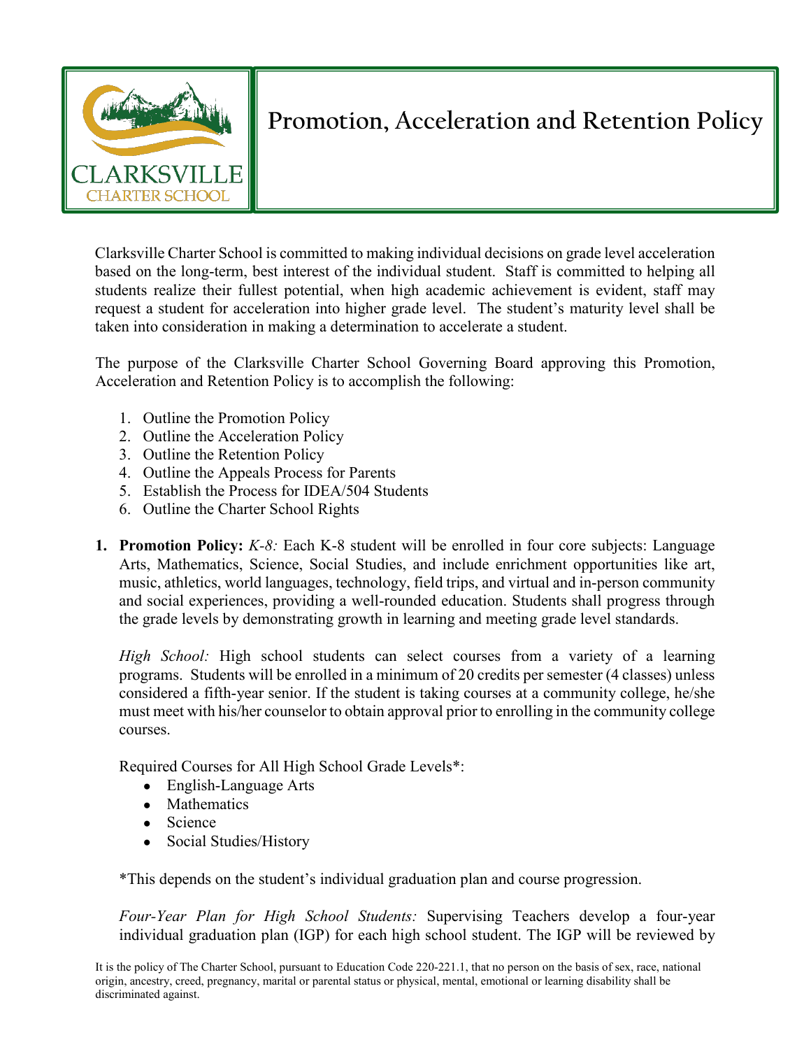# Promotion, Acceleration and Retention Policy

Clarksville Charter School is committed to making individual decisions on grade level acceleration based on the long-term, best interest of the individual student. Staff is committed to helping all students realize their fullest potential, when high academic achievement is evident, staff may request a student for acceleration into higher grade level. The student's maturity level shall be taken into consideration in making a determination to accelerate a student.

The purpose of the Clarksville Charter School Governing Board approving this Promotion, Acceleration and Retention Policy is to accomplish the following:

1. Outline the Promotion Policy
2. Outline the Acceleration Policy
3. Outline the Retention Policy
4. Outline the Appeals Process for Parents
5. Establish the Process for IDEA/504 Students
6. Outline the Charter School Rights

1. **Promotion Policy:** *K-8:* Each K-8 student will be enrolled in four core subjects: Language Arts, Mathematics, Science, Social Studies, and include enrichment opportunities like art, music, athletics, world languages, technology, field trips, and virtual and in-person community and social experiences, providing a well-rounded education. Students shall progress through the grade levels by demonstrating growth in learning and meeting grade level standards.

   *High School:* High school students can select courses from a variety of a learning programs. Students will be enrolled in a minimum of 20 credits per semester (4 classes) unless considered a fifth-year senior. If the student is taking courses at a community college, he/she must meet with his/her counselor to obtain approval prior to enrolling in the community college courses.

   Required Courses for All High School Grade Levels*:

   - English-Language Arts
   - Mathematics
   - Science
   - Social Studies/History

   *This depends on the student's individual graduation plan and course progression.

   *Four-Year Plan for High School Students:* Supervising Teachers develop a four-year individual graduation plan (IGP) for each high school student. The IGP will be reviewed by

It is the policy of The Charter School, pursuant to Education Code 220-221.1, that no person on the basis of sex, race, national origin, ancestry, creed, pregnancy, marital or parental status or physical, mental, emotional or learning disability shall be discriminated against.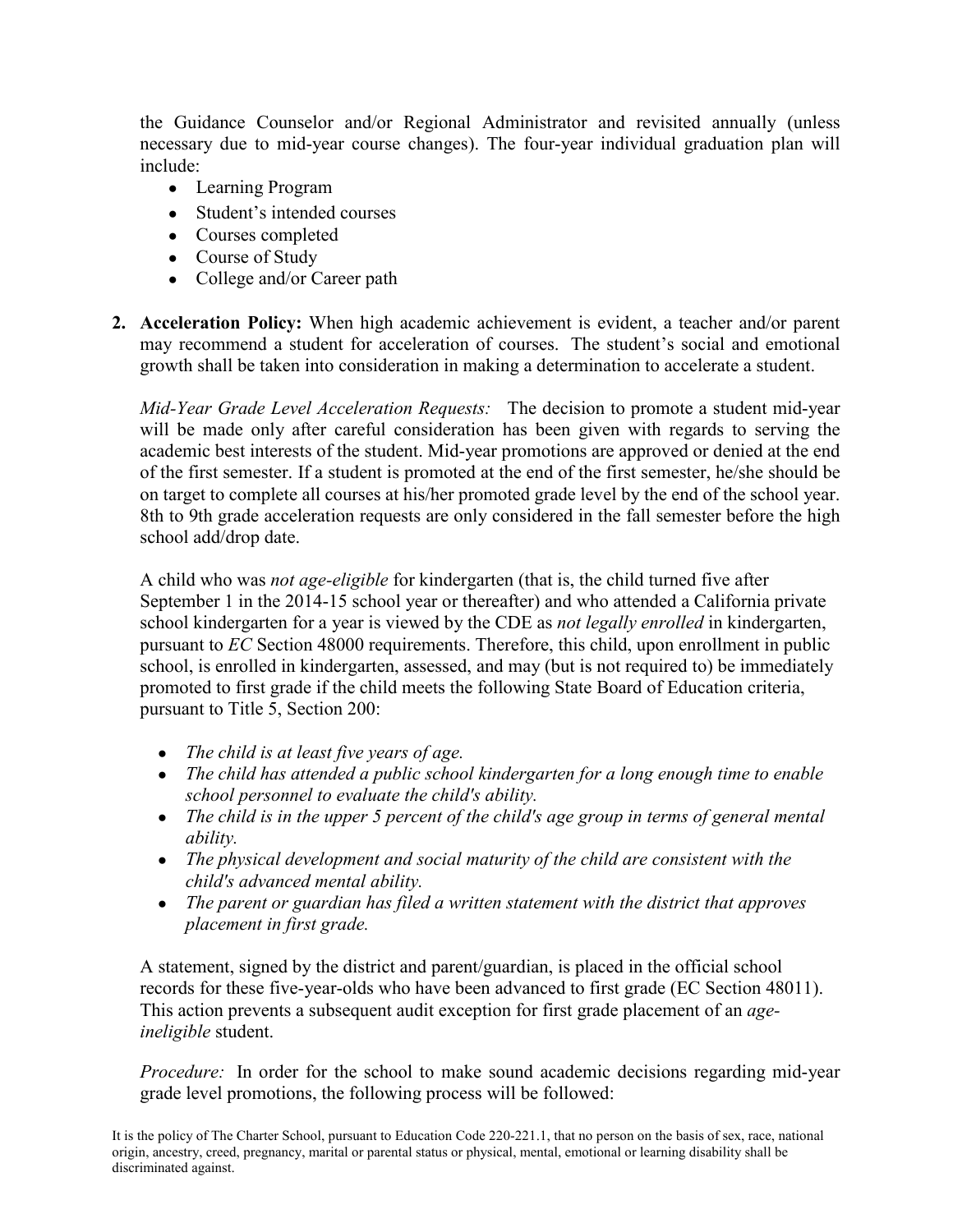the Guidance Counselor and/or Regional Administrator and revisited annually (unless necessary due to mid-year course changes). The four-year individual graduation plan will include:

- Learning Program
- Student's intended courses
- Courses completed
- Course of Study
- College and/or Career path

2. **Acceleration Policy:** When high academic achievement is evident, a teacher and/or parent may recommend a student for acceleration of courses. The student's social and emotional growth shall be taken into consideration in making a determination to accelerate a student.

   *Mid-Year Grade Level Acceleration Requests:* The decision to promote a student mid-year will be made only after careful consideration has been given with regards to serving the academic best interests of the student. Mid-year promotions are approved or denied at the end of the first semester. If a student is promoted at the end of the first semester, he/she should be on target to complete all courses at his/her promoted grade level by the end of the school year. 8th to 9th grade acceleration requests are only considered in the fall semester before the high school add/drop date.

   A child who was *not age-eligible* for kindergarten (that is, the child turned five after September 1 in the 2014-15 school year or thereafter) and who attended a California private school kindergarten for a year is viewed by the CDE as *not legally enrolled* in kindergarten, pursuant to *EC* Section 48000 requirements. Therefore, this child, upon enrollment in public school, is enrolled in kindergarten, assessed, and may (but is not required to) be immediately promoted to first grade if the child meets the following State Board of Education criteria, pursuant to Title 5, Section 200:

   - *The child is at least five years of age.*
   - *The child has attended a public school kindergarten for a long enough time to enable school personnel to evaluate the child's ability.*
   - *The child is in the upper 5 percent of the child's age group in terms of general mental ability.*
   - *The physical development and social maturity of the child are consistent with the child's advanced mental ability.*
   - *The parent or guardian has filed a written statement with the district that approves placement in first grade.*

   A statement, signed by the district and parent/guardian, is placed in the official school records for these five-year-olds who have been advanced to first grade (EC Section 48011). This action prevents a subsequent audit exception for first grade placement of an *age-ineligible* student.

   *Procedure:* In order for the school to make sound academic decisions regarding mid-year grade level promotions, the following process will be followed:

It is the policy of The Charter School, pursuant to Education Code 220-221.1, that no person on the basis of sex, race, national origin, ancestry, creed, pregnancy, marital or parental status or physical, mental, emotional or learning disability shall be discriminated against.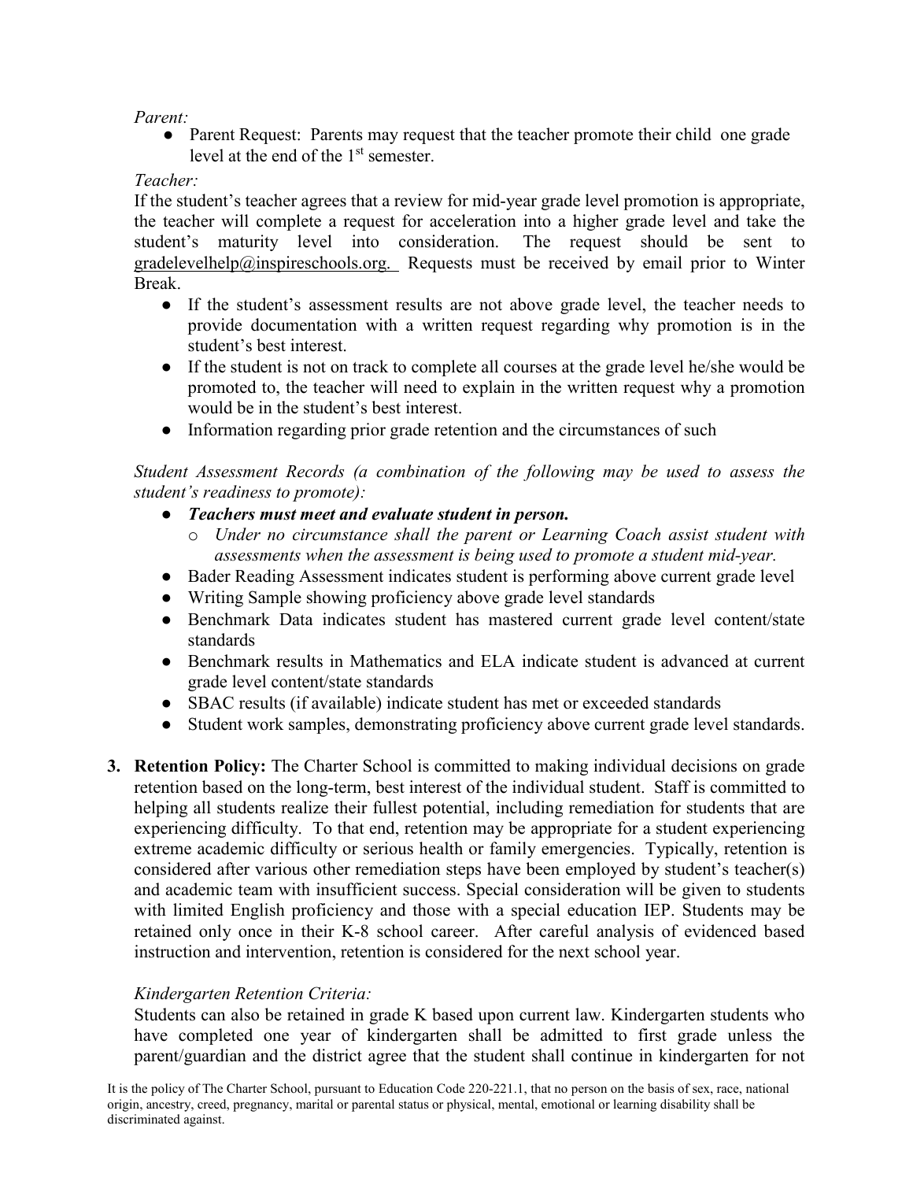*Parent:*

- Parent Request: Parents may request that the teacher promote their child one grade level at the end of the 1st semester.

*Teacher:*

If the student's teacher agrees that a review for mid-year grade level promotion is appropriate, the teacher will complete a request for acceleration into a higher grade level and take the student's maturity level into consideration. The request should be sent to gradelevelhelp@inspireschools.org. Requests must be received by email prior to Winter Break.

- If the student's assessment results are not above grade level, the teacher needs to provide documentation with a written request regarding why promotion is in the student's best interest.
- If the student is not on track to complete all courses at the grade level he/she would be promoted to, the teacher will need to explain in the written request why a promotion would be in the student's best interest.
- Information regarding prior grade retention and the circumstances of such

*Student Assessment Records (a combination of the following may be used to assess the student's readiness to promote):*

- ***Teachers must meet and evaluate student in person.***
  - *Under no circumstance shall the parent or Learning Coach assist student with assessments when the assessment is being used to promote a student mid-year.*
- Bader Reading Assessment indicates student is performing above current grade level
- Writing Sample showing proficiency above grade level standards
- Benchmark Data indicates student has mastered current grade level content/state standards
- Benchmark results in Mathematics and ELA indicate student is advanced at current grade level content/state standards
- SBAC results (if available) indicate student has met or exceeded standards
- Student work samples, demonstrating proficiency above current grade level standards.

3. **Retention Policy:** The Charter School is committed to making individual decisions on grade retention based on the long-term, best interest of the individual student. Staff is committed to helping all students realize their fullest potential, including remediation for students that are experiencing difficulty. To that end, retention may be appropriate for a student experiencing extreme academic difficulty or serious health or family emergencies. Typically, retention is considered after various other remediation steps have been employed by student's teacher(s) and academic team with insufficient success. Special consideration will be given to students with limited English proficiency and those with a special education IEP. Students may be retained only once in their K-8 school career. After careful analysis of evidenced based instruction and intervention, retention is considered for the next school year.

   *Kindergarten Retention Criteria:*

   Students can also be retained in grade K based upon current law. Kindergarten students who have completed one year of kindergarten shall be admitted to first grade unless the parent/guardian and the district agree that the student shall continue in kindergarten for not

It is the policy of The Charter School, pursuant to Education Code 220-221.1, that no person on the basis of sex, race, national origin, ancestry, creed, pregnancy, marital or parental status or physical, mental, emotional or learning disability shall be discriminated against.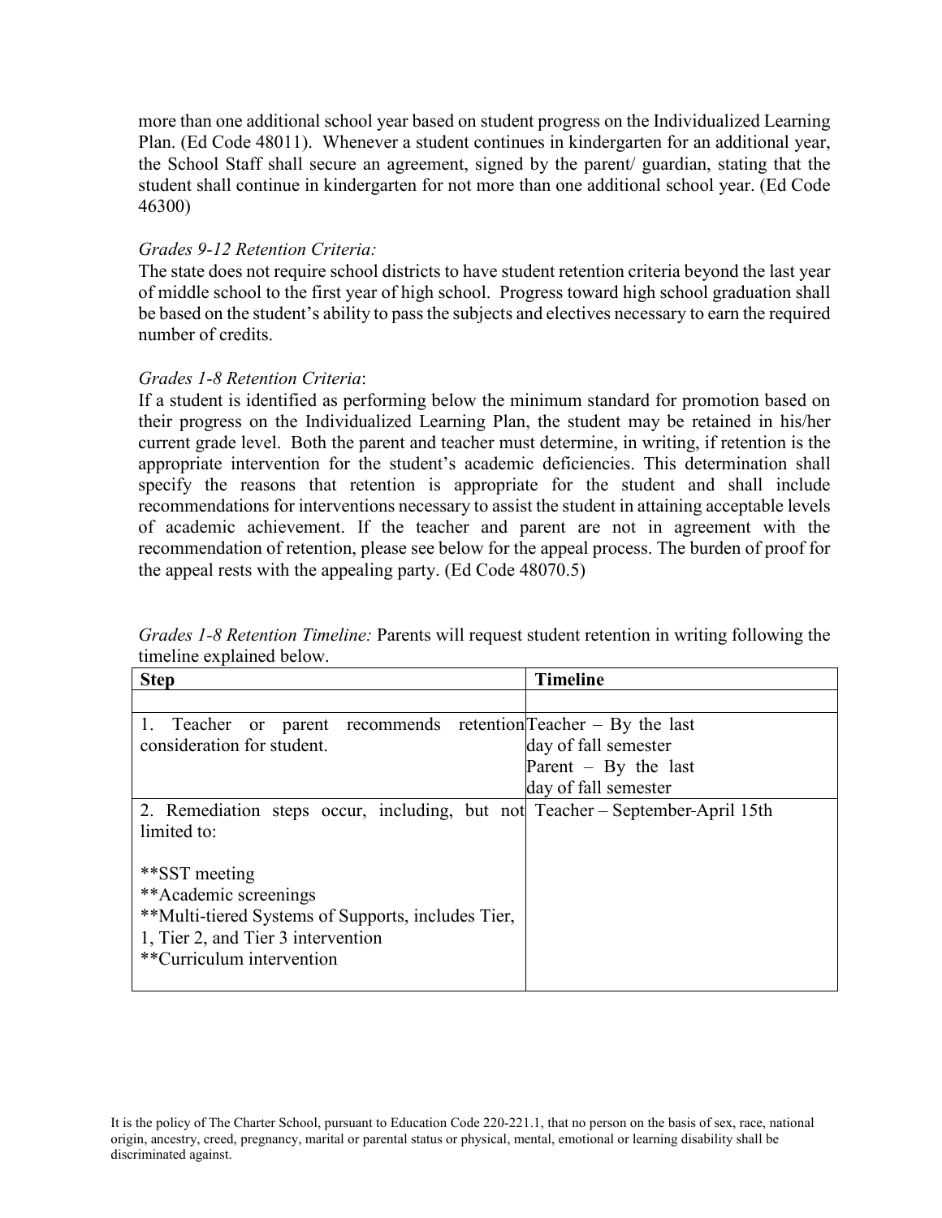more than one additional school year based on student progress on the Individualized Learning Plan. (Ed Code 48011). Whenever a student continues in kindergarten for an additional year, the School Staff shall secure an agreement, signed by the parent/ guardian, stating that the student shall continue in kindergarten for not more than one additional school year. (Ed Code 46300)

*Grades 9-12 Retention Criteria:*
The state does not require school districts to have student retention criteria beyond the last year of middle school to the first year of high school. Progress toward high school graduation shall be based on the student's ability to pass the subjects and electives necessary to earn the required number of credits.

*Grades 1-8 Retention Criteria*:
If a student is identified as performing below the minimum standard for promotion based on their progress on the Individualized Learning Plan, the student may be retained in his/her current grade level. Both the parent and teacher must determine, in writing, if retention is the appropriate intervention for the student's academic deficiencies. This determination shall specify the reasons that retention is appropriate for the student and shall include recommendations for interventions necessary to assist the student in attaining acceptable levels of academic achievement. If the teacher and parent are not in agreement with the recommendation of retention, please see below for the appeal process. The burden of proof for the appeal rests with the appealing party. (Ed Code 48070.5)

*Grades 1-8 Retention Timeline:* Parents will request student retention in writing following the timeline explained below.

| Step | Timeline |
|---|---|
| | |
| 1. Teacher or parent recommends retention consideration for student. | Teacher – By the last day of fall semester<br>Parent – By the last day of fall semester |
| 2. Remediation steps occur, including, but not limited to:<br><br>**SST meeting<br>**Academic screenings<br>**Multi-tiered Systems of Supports, includes Tier, 1, Tier 2, and Tier 3 intervention<br>**Curriculum intervention | Teacher – September-April 15th |

It is the policy of The Charter School, pursuant to Education Code 220-221.1, that no person on the basis of sex, race, national origin, ancestry, creed, pregnancy, marital or parental status or physical, mental, emotional or learning disability shall be discriminated against.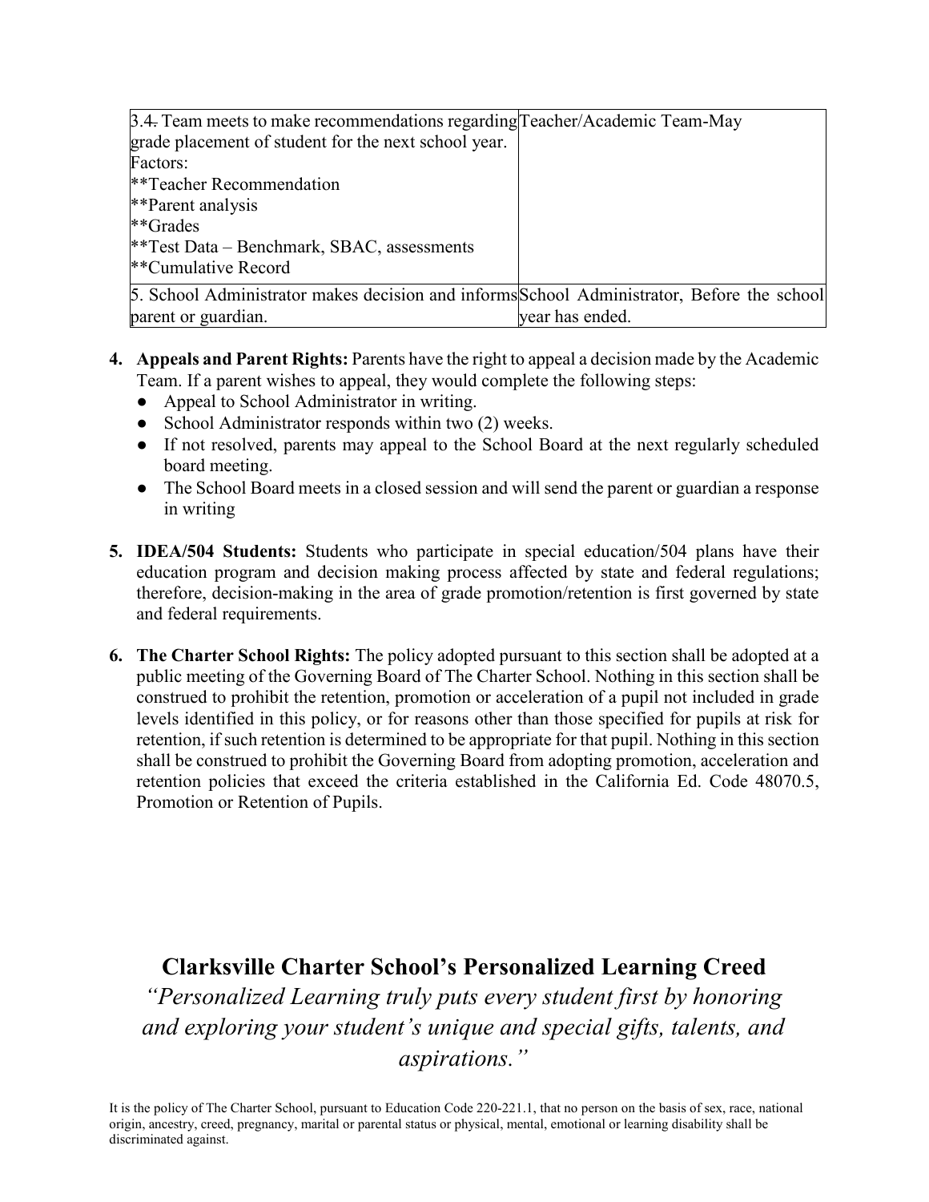| | |
|---|---|
| 3.4. Team meets to make recommendations regarding grade placement of student for the next school year.<br>Factors:<br>**Teacher Recommendation<br>**Parent analysis<br>**Grades<br>**Test Data – Benchmark, SBAC, assessments<br>**Cumulative Record | Teacher/Academic Team-May |
| 5. School Administrator makes decision and informs parent or guardian. | School Administrator, Before the school year has ended. |

4. **Appeals and Parent Rights:** Parents have the right to appeal a decision made by the Academic Team. If a parent wishes to appeal, they would complete the following steps:
   - Appeal to School Administrator in writing.
   - School Administrator responds within two (2) weeks.
   - If not resolved, parents may appeal to the School Board at the next regularly scheduled board meeting.
   - The School Board meets in a closed session and will send the parent or guardian a response in writing

5. **IDEA/504 Students:** Students who participate in special education/504 plans have their education program and decision making process affected by state and federal regulations; therefore, decision-making in the area of grade promotion/retention is first governed by state and federal requirements.

6. **The Charter School Rights:** The policy adopted pursuant to this section shall be adopted at a public meeting of the Governing Board of The Charter School. Nothing in this section shall be construed to prohibit the retention, promotion or acceleration of a pupil not included in grade levels identified in this policy, or for reasons other than those specified for pupils at risk for retention, if such retention is determined to be appropriate for that pupil. Nothing in this section shall be construed to prohibit the Governing Board from adopting promotion, acceleration and retention policies that exceed the criteria established in the California Ed. Code 48070.5, Promotion or Retention of Pupils.

## Clarksville Charter School's Personalized Learning Creed

*"Personalized Learning truly puts every student first by honoring and exploring your student's unique and special gifts, talents, and aspirations."*

It is the policy of The Charter School, pursuant to Education Code 220-221.1, that no person on the basis of sex, race, national origin, ancestry, creed, pregnancy, marital or parental status or physical, mental, emotional or learning disability shall be discriminated against.